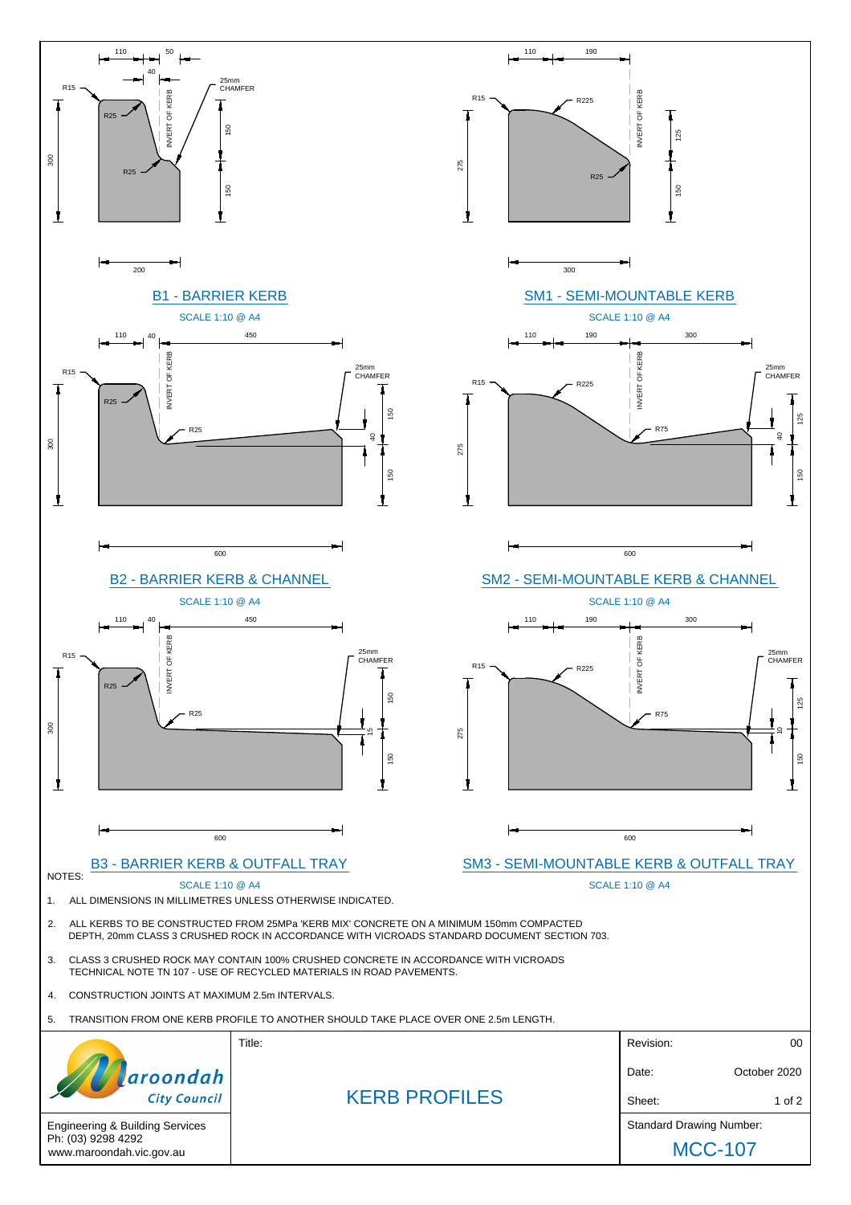## B1 - BARRIER KERB

SCALE 1:10 @ A4

## SM1 - SEMI-MOUNTABLE KERB

SCALE 1:10 @ A4

## B2 - BARRIER KERB & CHANNEL

SCALE 1:10 @ A4

## SM2 - SEMI-MOUNTABLE KERB & CHANNEL

SCALE 1:10 @ A4

## B3 - BARRIER KERB & OUTFALL TRAY

SCALE 1:10 @ A4

## SM3 - SEMI-MOUNTABLE KERB & OUTFALL TRAY

SCALE 1:10 @ A4

NOTES:

1. ALL DIMENSIONS IN MILLIMETRES UNLESS OTHERWISE INDICATED.
2. ALL KERBS TO BE CONSTRUCTED FROM 25MPa 'KERB MIX' CONCRETE ON A MINIMUM 150mm COMPACTED DEPTH, 20mm CLASS 3 CRUSHED ROCK IN ACCORDANCE WITH VICROADS STANDARD DOCUMENT SECTION 703.
3. CLASS 3 CRUSHED ROCK MAY CONTAIN 100% CRUSHED CONCRETE IN ACCORDANCE WITH VICROADS TECHNICAL NOTE TN 107 - USE OF RECYCLED MATERIALS IN ROAD PAVEMENTS.
4. CONSTRUCTION JOINTS AT MAXIMUM 2.5m INTERVALS.
5. TRANSITION FROM ONE KERB PROFILE TO ANOTHER SHOULD TAKE PLACE OVER ONE 2.5m LENGTH.

| Maroondah City Council | Title: | Revision: | 00 |
|---|---|---|---|
| | KERB PROFILES | Date: | October 2020 |
| | | Sheet: | 1 of 2 |
| Engineering & Building Services<br>Ph: (03) 9298 4292<br>www.maroondah.vic.gov.au | | Standard Drawing Number: MCC-107 | |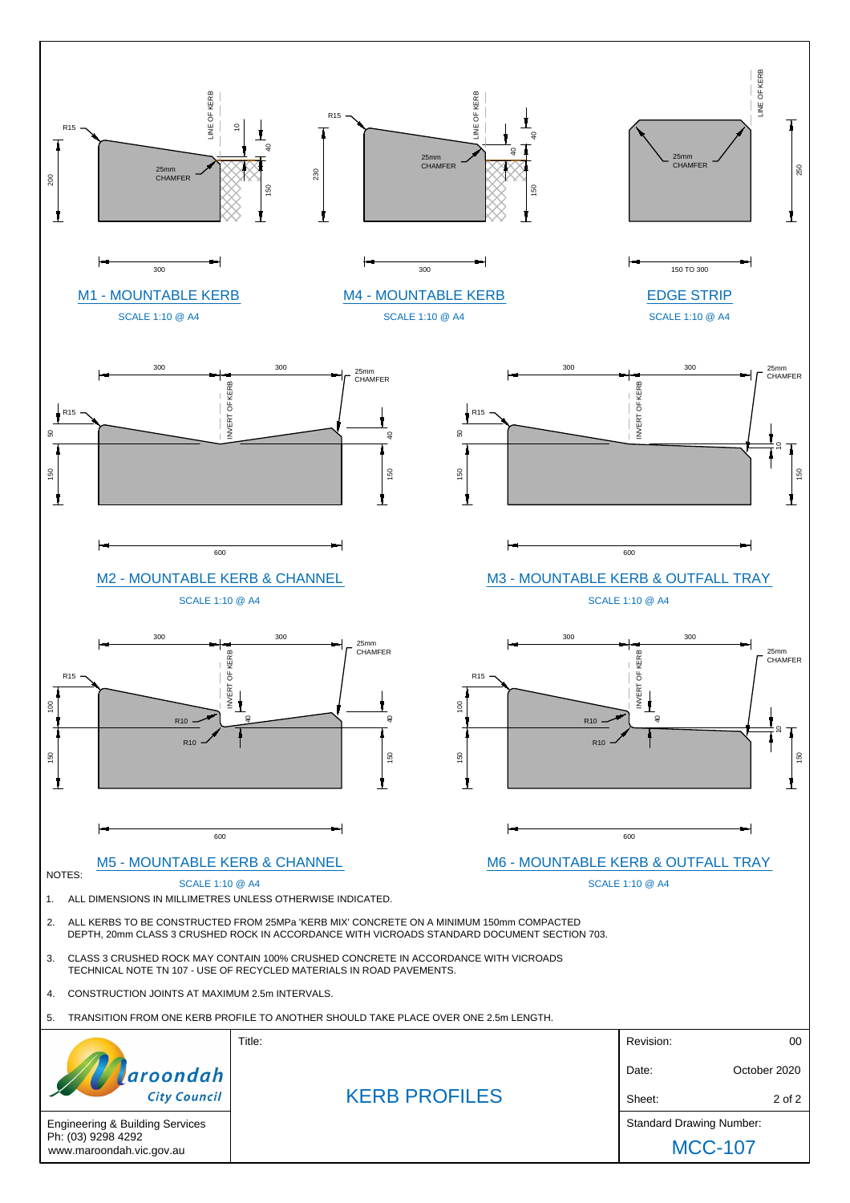R15

LINE OF KERB

10

40

200

25mm CHAMFER

150

300

## M1 - MOUNTABLE KERB

SCALE 1:10 @ A4

R15

LINE OF KERB

40

230

25mm CHAMFER

40

150

300

## M4 - MOUNTABLE KERB

SCALE 1:10 @ A4

LINE OF KERB

25mm CHAMFER

250

150 TO 300

## EDGE STRIP

SCALE 1:10 @ A4

300

300

25mm CHAMFER

INVERT OF KERB

R15

50

40

150

150

600

## M2 - MOUNTABLE KERB & CHANNEL

SCALE 1:10 @ A4

300

300

25mm CHAMFER

INVERT OF KERB

R15

50

10

150

150

600

## M3 - MOUNTABLE KERB & OUTFALL TRAY

SCALE 1:10 @ A4

300

300

25mm CHAMFER

INVERT OF KERB

R15

100

R10

R10

40

40

150

150

600

## M5 - MOUNTABLE KERB & CHANNEL

SCALE 1:10 @ A4

300

300

25mm CHAMFER

INVERT OF KERB

R15

100

R10

R10

40

10

150

150

600

## M6 - MOUNTABLE KERB & OUTFALL TRAY

SCALE 1:10 @ A4

NOTES:

1. ALL DIMENSIONS IN MILLIMETRES UNLESS OTHERWISE INDICATED.
2. ALL KERBS TO BE CONSTRUCTED FROM 25MPa 'KERB MIX' CONCRETE ON A MINIMUM 150mm COMPACTED DEPTH, 20mm CLASS 3 CRUSHED ROCK IN ACCORDANCE WITH VICROADS STANDARD DOCUMENT SECTION 703.
3. CLASS 3 CRUSHED ROCK MAY CONTAIN 100% CRUSHED CONCRETE IN ACCORDANCE WITH VICROADS TECHNICAL NOTE TN 107 - USE OF RECYCLED MATERIALS IN ROAD PAVEMENTS.
4. CONSTRUCTION JOINTS AT MAXIMUM 2.5m INTERVALS.
5. TRANSITION FROM ONE KERB PROFILE TO ANOTHER SHOULD TAKE PLACE OVER ONE 2.5m LENGTH.

| | | | |
|---|---|---|---|
| Maroondah City Council | Title: | Revision: | 00 |
| | KERB PROFILES | Date: | October 2020 |
| | | Sheet: | 2 of 2 |
| Engineering & Building Services<br>Ph: (03) 9298 4292<br>www.maroondah.vic.gov.au | | Standard Drawing Number: | MCC-107 |